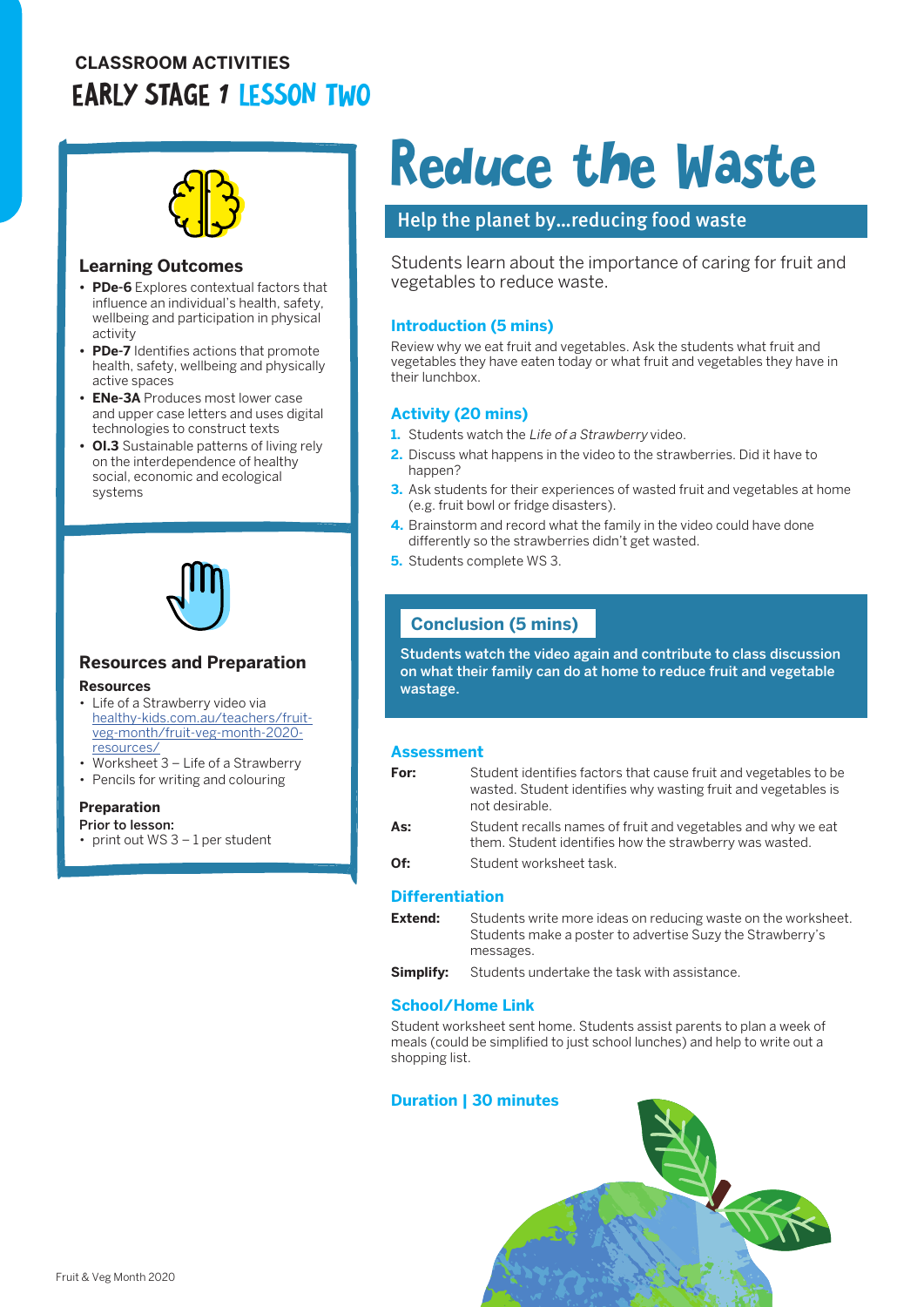**CLASSROOM ACTIVITIES**

# EARLY STAGE 1 LESSON TWO

# Reduce the Waste

## Help the planet by...reducing food waste

Students learn about the importance of caring for fruit and vegetables to reduce waste.

### Learning Outcomes

- **PDe-6** Explores contextual factors that influence an individual's health, safety, wellbeing and participation in physical activity
- **PDe-7** Identifies actions that promote health, safety, wellbeing and physically active spaces
- **ENe-3A** Produces most lower case and upper case letters and uses digital technologies to construct texts
- **OI.3** Sustainable patterns of living rely on the interdependence of healthy social, economic and ecological systems

### Resources and Preparation

**Resources**

- Life of a Strawberry video via healthy-kids.com.au/teachers/fruit-veg-month/fruit-veg-month-2020-resources/
- Worksheet 3 – Life of a Strawberry
- Pencils for writing and colouring

**Preparation**

**Prior to lesson:**

- print out WS 3 – 1 per student

### Introduction (5 mins)

Review why we eat fruit and vegetables. Ask the students what fruit and vegetables they have eaten today or what fruit and vegetables they have in their lunchbox.

### Activity (20 mins)

1. Students watch the *Life of a Strawberry* video.
2. Discuss what happens in the video to the strawberries. Did it have to happen?
3. Ask students for their experiences of wasted fruit and vegetables at home (e.g. fruit bowl or fridge disasters).
4. Brainstorm and record what the family in the video could have done differently so the strawberries didn't get wasted.
5. Students complete WS 3.

### Conclusion (5 mins)

**Students watch the video again and contribute to class discussion on what their family can do at home to reduce fruit and vegetable wastage.**

### Assessment

**For:** Student identifies factors that cause fruit and vegetables to be wasted. Student identifies why wasting fruit and vegetables is not desirable.

**As:** Student recalls names of fruit and vegetables and why we eat them. Student identifies how the strawberry was wasted.

**Of:** Student worksheet task.

### Differentiation

**Extend:** Students write more ideas on reducing waste on the worksheet. Students make a poster to advertise Suzy the Strawberry's messages.

**Simplify:** Students undertake the task with assistance.

### School/Home Link

Student worksheet sent home. Students assist parents to plan a week of meals (could be simplified to just school lunches) and help to write out a shopping list.

### Duration | 30 minutes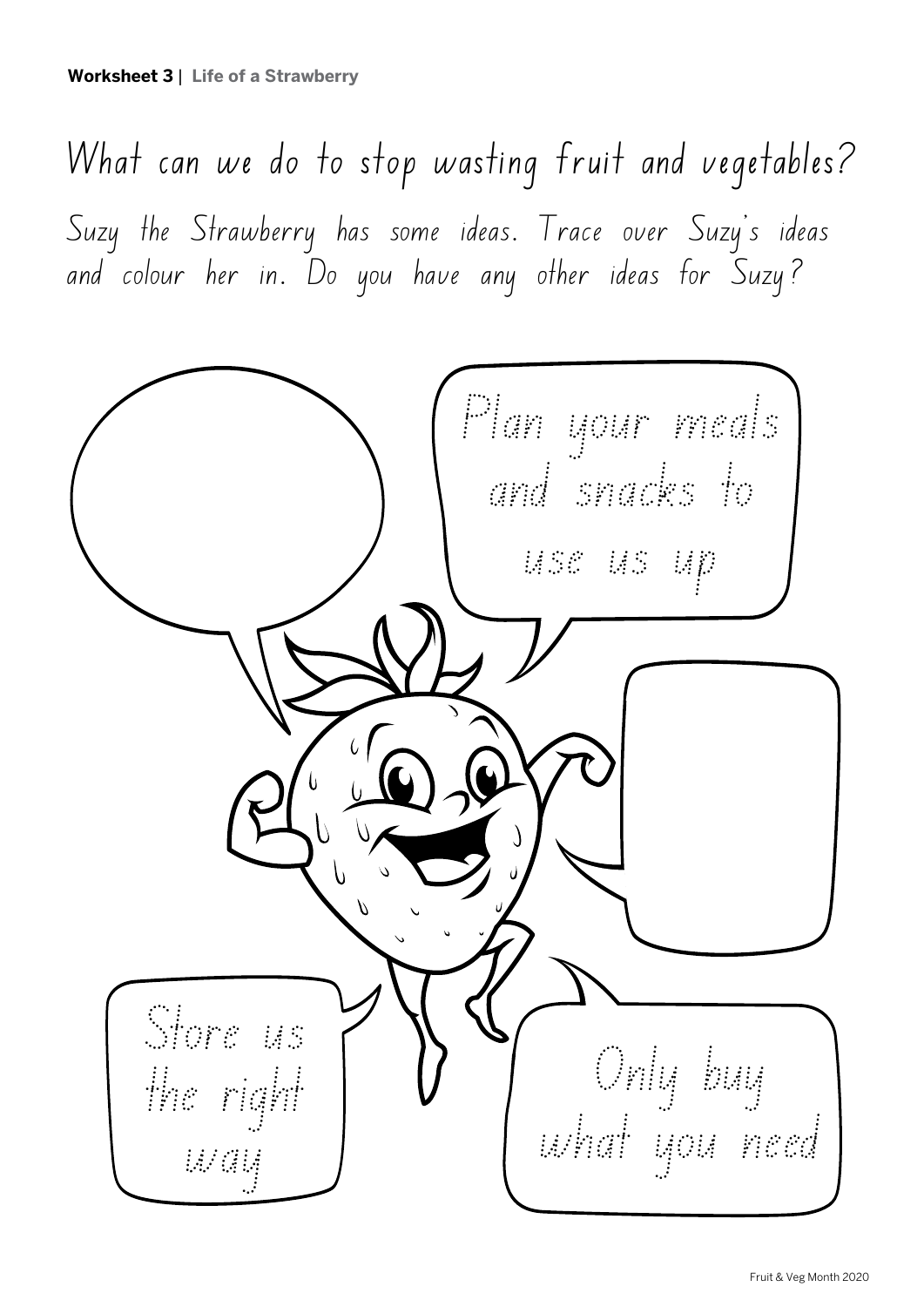**Worksheet 3** | **Life of a Strawberry**

# What can we do to stop wasting fruit and vegetables?

Suzy the Strawberry has some ideas. Trace over Suzy's ideas and colour her in. Do you have any other ideas for Suzy?

Plan your meals and snacks to use us up

Store us the right way

Only buy what you need